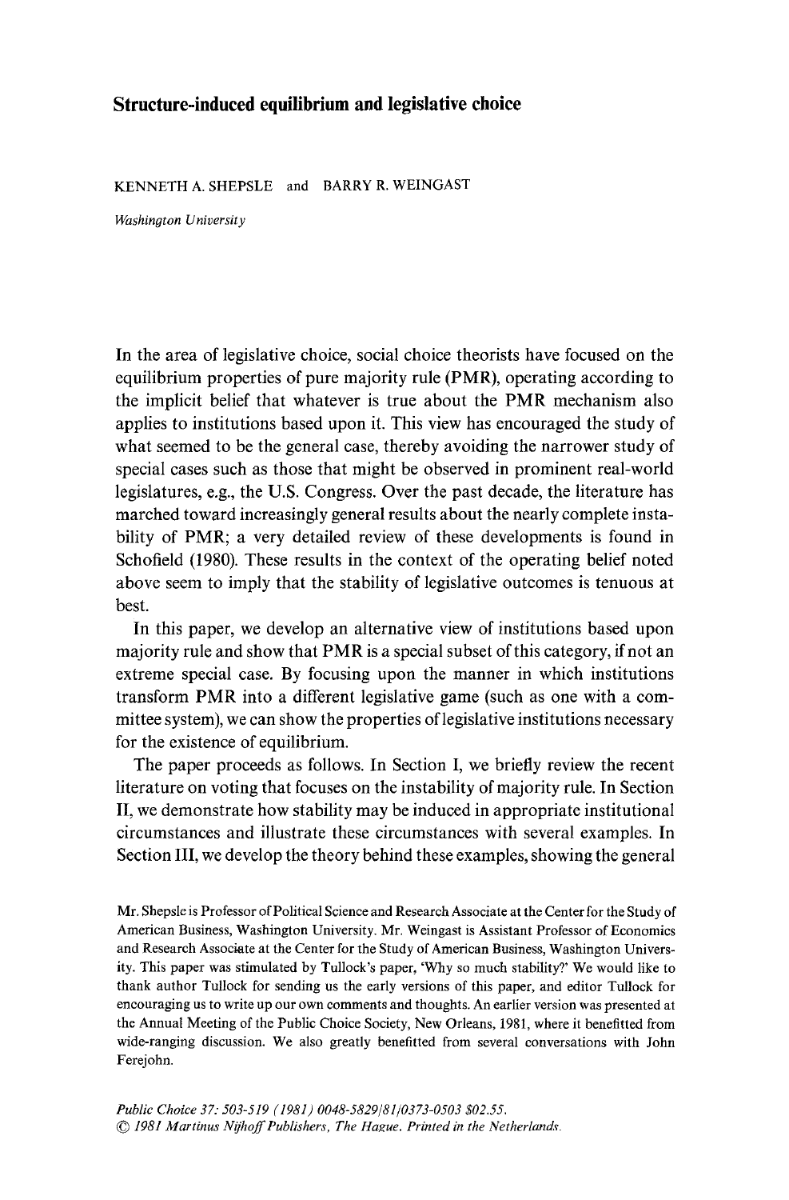# Structure-induced equilibrium and legislative choice

KENNETH A. SHEPSLE and BARRY R. WEINGAST

*Washington University*

In the area of legislative choice, social choice theorists have focused on the equilibrium properties of pure majority rule (PMR), operating according to the implicit belief that whatever is true about the PMR mechanism also applies to institutions based upon it. This view has encouraged the study of what seemed to be the general case, thereby avoiding the narrower study of special cases such as those that might be observed in prominent real-world legislatures, e.g., the U.S. Congress. Over the past decade, the literature has marched toward increasingly general results about the nearly complete instability of PMR; a very detailed review of these developments is found in Schofield (1980). These results in the context of the operating belief noted above seem to imply that the stability of legislative outcomes is tenuous at best.

In this paper, we develop an alternative view of institutions based upon majority rule and show that PMR is a special subset of this category, if not an extreme special case. By focusing upon the manner in which institutions transform PMR into a different legislative game (such as one with a committee system), we can show the properties of legislative institutions necessary for the existence of equilibrium.

The paper proceeds as follows. In Section I, we briefly review the recent literature on voting that focuses on the instability of majority rule. In Section II, we demonstrate how stability may be induced in appropriate institutional circumstances and illustrate these circumstances with several examples. In Section III, we develop the theory behind these examples, showing the general

Mr. Shepsle is Professor of Political Science and Research Associate at the Center for the Study of American Business, Washington University. Mr. Weingast is Assistant Professor of Economics and Research Associate at the Center for the Study of American Business, Washington University. This paper was stimulated by Tullock's paper, 'Why so much stability?' We would like to thank author Tullock for sending us the early versions of this paper, and editor Tullock for encouraging us to write up our own comments and thoughts. An earlier version was presented at the Annual Meeting of the Public Choice Society, New Orleans, 1981, where it benefitted from wide-ranging discussion. We also greatly benefitted from several conversations with John Ferejohn.

*Public Choice 37: 503-519 (1981) 0048-5829/81/0373-0503 $02.55.*
*© 1981 Martinus Nijhoff Publishers, The Hague. Printed in the Netherlands.*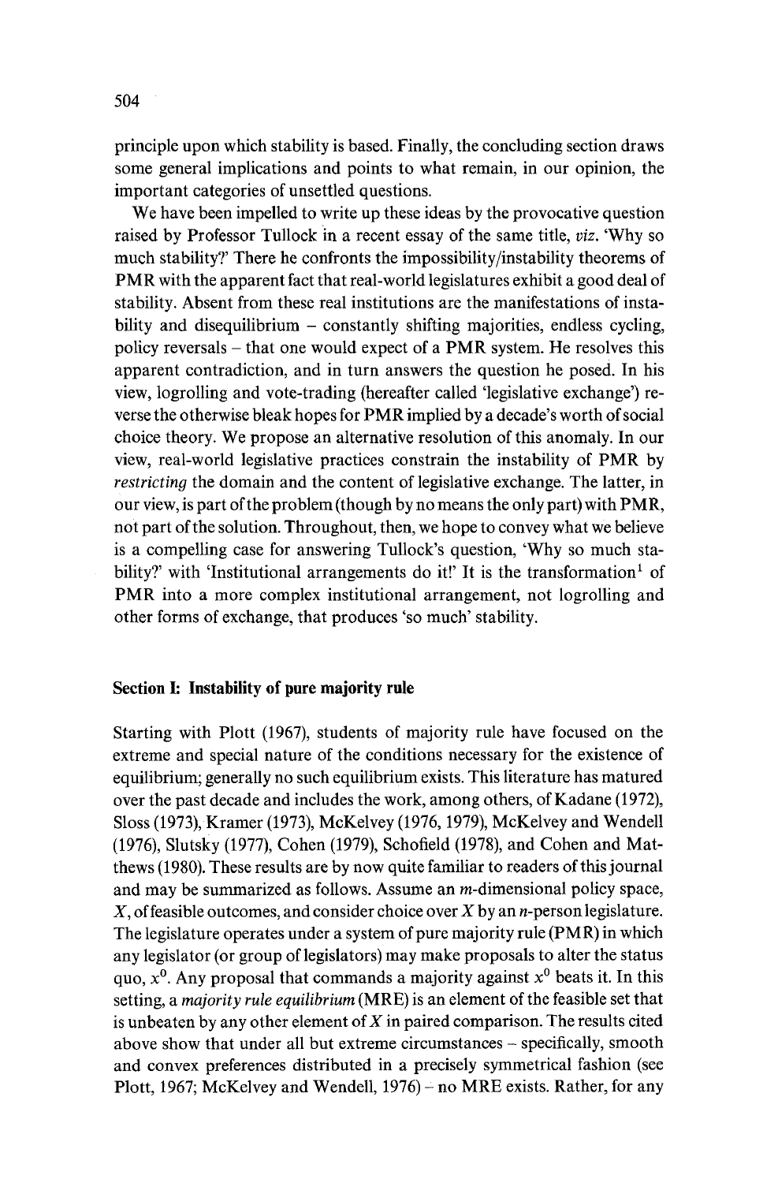principle upon which stability is based. Finally, the concluding section draws some general implications and points to what remain, in our opinion, the important categories of unsettled questions.

We have been impelled to write up these ideas by the provocative question raised by Professor Tullock in a recent essay of the same title, *viz.* 'Why so much stability?' There he confronts the impossibility/instability theorems of PMR with the apparent fact that real-world legislatures exhibit a good deal of stability. Absent from these real institutions are the manifestations of instability and disequilibrium – constantly shifting majorities, endless cycling, policy reversals – that one would expect of a PMR system. He resolves this apparent contradiction, and in turn answers the question he posed. In his view, logrolling and vote-trading (hereafter called 'legislative exchange') reverse the otherwise bleak hopes for PMR implied by a decade's worth of social choice theory. We propose an alternative resolution of this anomaly. In our view, real-world legislative practices constrain the instability of PMR by *restricting* the domain and the content of legislative exchange. The latter, in our view, is part of the problem (though by no means the only part) with PMR, not part of the solution. Throughout, then, we hope to convey what we believe is a compelling case for answering Tullock's question, 'Why so much stability?' with 'Institutional arrangements do it!' It is the transformation[1] of PMR into a more complex institutional arrangement, not logrolling and other forms of exchange, that produces 'so much' stability.

## Section I: Instability of pure majority rule

Starting with Plott (1967), students of majority rule have focused on the extreme and special nature of the conditions necessary for the existence of equilibrium; generally no such equilibrium exists. This literature has matured over the past decade and includes the work, among others, of Kadane (1972), Sloss (1973), Kramer (1973), McKelvey (1976, 1979), McKelvey and Wendell (1976), Slutsky (1977), Cohen (1979), Schofield (1978), and Cohen and Matthews (1980). These results are by now quite familiar to readers of this journal and may be summarized as follows. Assume an $m$-dimensional policy space, $X$, of feasible outcomes, and consider choice over $X$ by an $n$-person legislature. The legislature operates under a system of pure majority rule (PMR) in which any legislator (or group of legislators) may make proposals to alter the status quo, $x^0$. Any proposal that commands a majority against $x^0$ beats it. In this setting, a *majority rule equilibrium* (MRE) is an element of the feasible set that is unbeaten by any other element of $X$ in paired comparison. The results cited above show that under all but extreme circumstances – specifically, smooth and convex preferences distributed in a precisely symmetrical fashion (see Plott, 1967; McKelvey and Wendell, 1976) – no MRE exists. Rather, for any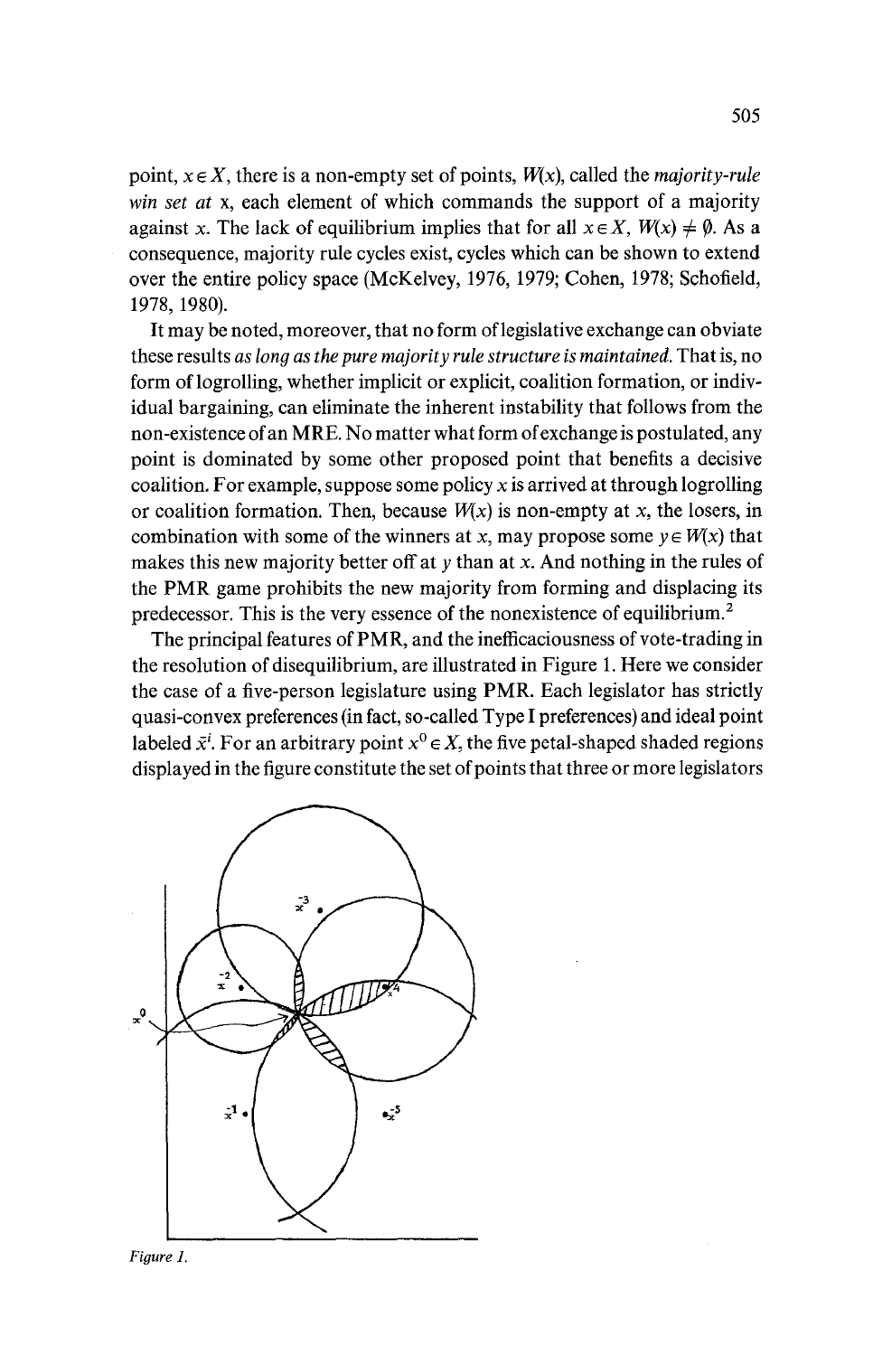point, $x \in X$, there is a non-empty set of points, $W(x)$, called the *majority-rule win set at* x, each element of which commands the support of a majority against $x$. The lack of equilibrium implies that for all $x \in X$, $W(x) \neq \emptyset$. As a consequence, majority rule cycles exist, cycles which can be shown to extend over the entire policy space (McKelvey, 1976, 1979; Cohen, 1978; Schofield, 1978, 1980).

It may be noted, moreover, that no form of legislative exchange can obviate these results *as long as the pure majority rule structure is maintained.* That is, no form of logrolling, whether implicit or explicit, coalition formation, or individual bargaining, can eliminate the inherent instability that follows from the non-existence of an MRE. No matter what form of exchange is postulated, any point is dominated by some other proposed point that benefits a decisive coalition. For example, suppose some policy $x$ is arrived at through logrolling or coalition formation. Then, because $W(x)$ is non-empty at $x$, the losers, in combination with some of the winners at $x$, may propose some $y \in W(x)$ that makes this new majority better off at $y$ than at $x$. And nothing in the rules of the PMR game prohibits the new majority from forming and displacing its predecessor. This is the very essence of the nonexistence of equilibrium.[2]

The principal features of PMR, and the inefficaciousness of vote-trading in the resolution of disequilibrium, are illustrated in Figure 1. Here we consider the case of a five-person legislature using PMR. Each legislator has strictly quasi-convex preferences (in fact, so-called Type I preferences) and ideal point labeled $\bar{x}^i$. For an arbitrary point $x^0 \in X$, the five petal-shaped shaded regions displayed in the figure constitute the set of points that three or more legislators

*Figure 1.*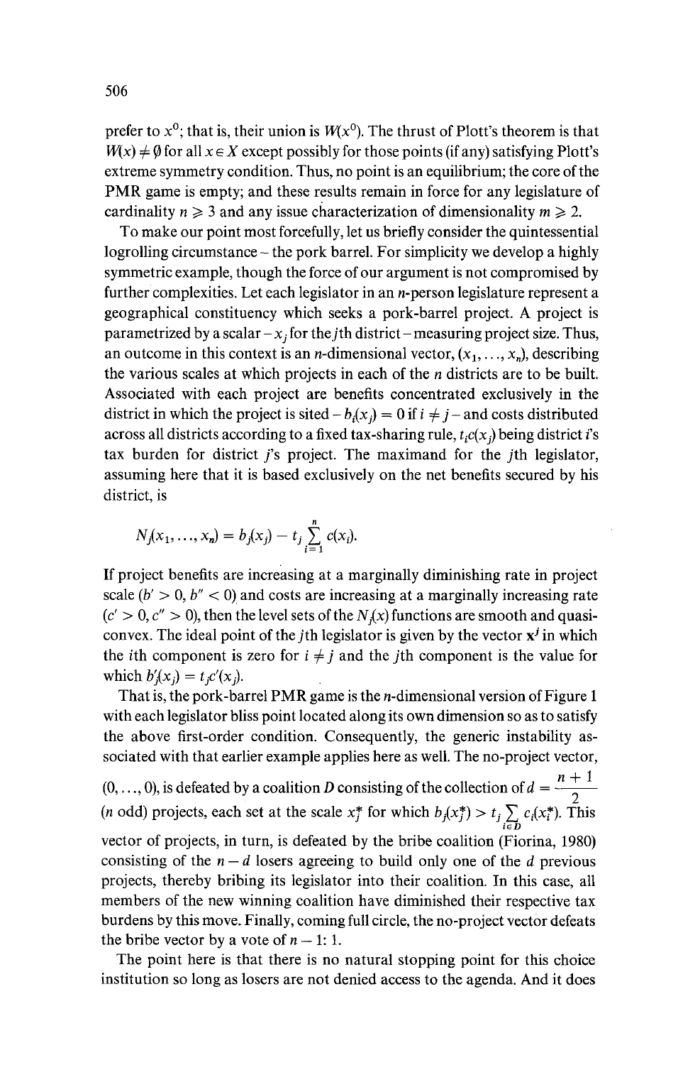prefer to $x^0$; that is, their union is $W(x^0)$. The thrust of Plott's theorem is that $W(x) \neq \emptyset$ for all $x \in X$ except possibly for those points (if any) satisfying Plott's extreme symmetry condition. Thus, no point is an equilibrium; the core of the PMR game is empty; and these results remain in force for any legislature of cardinality $n \geqslant 3$ and any issue characterization of dimensionality $m \geqslant 2$.

To make our point most forcefully, let us briefly consider the quintessential logrolling circumstance – the pork barrel. For simplicity we develop a highly symmetric example, though the force of our argument is not compromised by further complexities. Let each legislator in an $n$-person legislature represent a geographical constituency which seeks a pork-barrel project. A project is parametrized by a scalar – $x_j$ for the $j$th district – measuring project size. Thus, an outcome in this context is an $n$-dimensional vector, $(x_1, \ldots, x_n)$, describing the various scales at which projects in each of the $n$ districts are to be built. Associated with each project are benefits concentrated exclusively in the district in which the project is sited – $b_i(x_j) = 0$ if $i \neq j$ – and costs distributed across all districts according to a fixed tax-sharing rule, $t_i c(x_j)$ being district $i$'s tax burden for district $j$'s project. The maximand for the $j$th legislator, assuming here that it is based exclusively on the net benefits secured by his district, is

$$N_j(x_1, \ldots, x_n) = b_j(x_j) - t_j \sum_{i=1}^{n} c(x_i).$$

If project benefits are increasing at a marginally diminishing rate in project scale ($b' > 0$, $b'' < 0$) and costs are increasing at a marginally increasing rate ($c' > 0$, $c'' > 0$), then the level sets of the $N_j(x)$ functions are smooth and quasi-convex. The ideal point of the $j$th legislator is given by the vector $\mathbf{x}^j$ in which the $i$th component is zero for $i \neq j$ and the $j$th component is the value for which $b_j'(x_j) = t_j c'(x_j)$.

That is, the pork-barrel PMR game is the $n$-dimensional version of Figure 1 with each legislator bliss point located along its own dimension so as to satisfy the above first-order condition. Consequently, the generic instability associated with that earlier example applies here as well. The no-project vector, $(0, \ldots, 0)$, is defeated by a coalition $D$ consisting of the collection of $d = \frac{n+1}{2}$ ($n$ odd) projects, each set at the scale $x_j^*$ for which $b_j(x_j^*) > t_j \sum_{i \in D} c_i(x_i^*)$. This vector of projects, in turn, is defeated by the bribe coalition (Fiorina, 1980) consisting of the $n - d$ losers agreeing to build only one of the $d$ previous projects, thereby bribing its legislator into their coalition. In this case, all members of the new winning coalition have diminished their respective tax burdens by this move. Finally, coming full circle, the no-project vector defeats the bribe vector by a vote of $n - 1$: 1.

The point here is that there is no natural stopping point for this choice institution so long as losers are not denied access to the agenda. And it does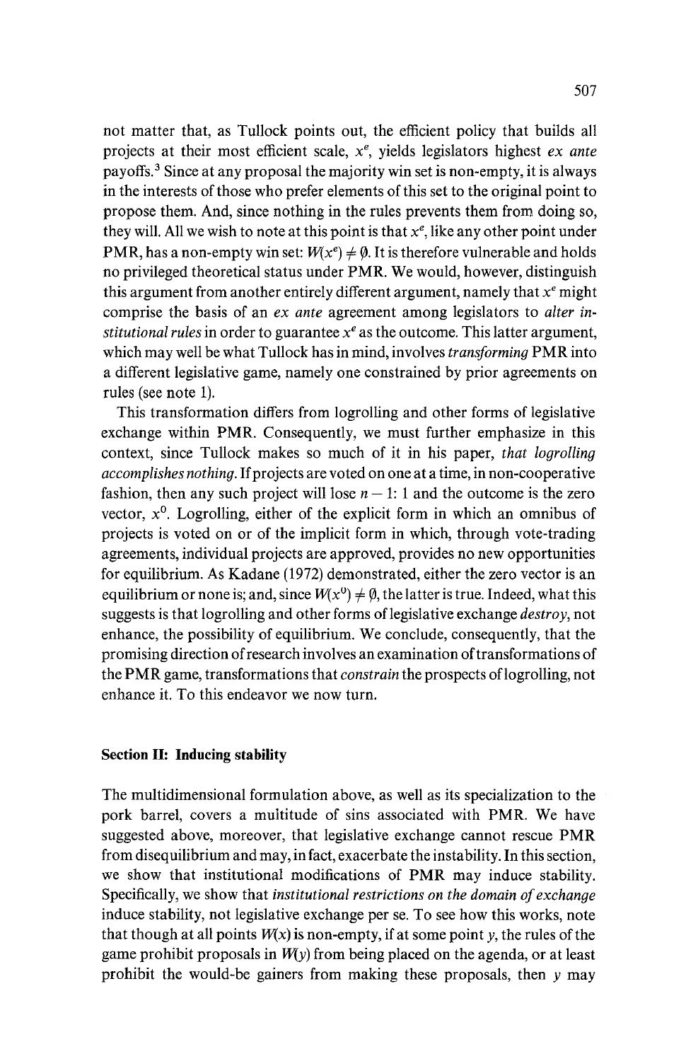not matter that, as Tullock points out, the efficient policy that builds all projects at their most efficient scale, $x^e$, yields legislators highest *ex ante* payoffs.[3] Since at any proposal the majority win set is non-empty, it is always in the interests of those who prefer elements of this set to the original point to propose them. And, since nothing in the rules prevents them from doing so, they will. All we wish to note at this point is that $x^e$, like any other point under PMR, has a non-empty win set: $W(x^e) \neq \emptyset$. It is therefore vulnerable and holds no privileged theoretical status under PMR. We would, however, distinguish this argument from another entirely different argument, namely that $x^e$ might comprise the basis of an *ex ante* agreement among legislators to *alter institutional rules* in order to guarantee $x^e$ as the outcome. This latter argument, which may well be what Tullock has in mind, involves *transforming* PMR into a different legislative game, namely one constrained by prior agreements on rules (see note 1).

This transformation differs from logrolling and other forms of legislative exchange within PMR. Consequently, we must further emphasize in this context, since Tullock makes so much of it in his paper, *that logrolling accomplishes nothing*. If projects are voted on one at a time, in non-cooperative fashion, then any such project will lose $n-1$: 1 and the outcome is the zero vector, $x^0$. Logrolling, either of the explicit form in which an omnibus of projects is voted on or of the implicit form in which, through vote-trading agreements, individual projects are approved, provides no new opportunities for equilibrium. As Kadane (1972) demonstrated, either the zero vector is an equilibrium or none is; and, since $W(x^0) \neq \emptyset$, the latter is true. Indeed, what this suggests is that logrolling and other forms of legislative exchange *destroy*, not enhance, the possibility of equilibrium. We conclude, consequently, that the promising direction of research involves an examination of transformations of the PMR game, transformations that *constrain* the prospects of logrolling, not enhance it. To this endeavor we now turn.

## Section II: Inducing stability

The multidimensional formulation above, as well as its specialization to the pork barrel, covers a multitude of sins associated with PMR. We have suggested above, moreover, that legislative exchange cannot rescue PMR from disequilibrium and may, in fact, exacerbate the instability. In this section, we show that institutional modifications of PMR may induce stability. Specifically, we show that *institutional restrictions on the domain of exchange* induce stability, not legislative exchange per se. To see how this works, note that though at all points $W(x)$ is non-empty, if at some point $y$, the rules of the game prohibit proposals in $W(y)$ from being placed on the agenda, or at least prohibit the would-be gainers from making these proposals, then $y$ may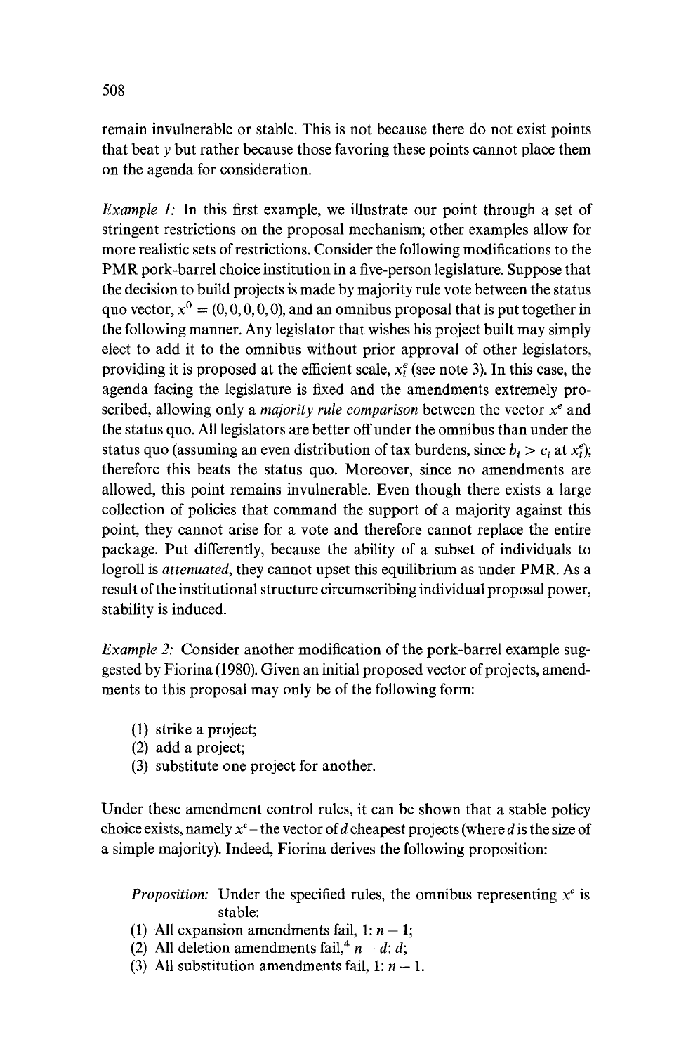remain invulnerable or stable. This is not because there do not exist points that beat $y$ but rather because those favoring these points cannot place them on the agenda for consideration.

*Example 1:* In this first example, we illustrate our point through a set of stringent restrictions on the proposal mechanism; other examples allow for more realistic sets of restrictions. Consider the following modifications to the PMR pork-barrel choice institution in a five-person legislature. Suppose that the decision to build projects is made by majority rule vote between the status quo vector, $x^0 = (0, 0, 0, 0, 0)$, and an omnibus proposal that is put together in the following manner. Any legislator that wishes his project built may simply elect to add it to the omnibus without prior approval of other legislators, providing it is proposed at the efficient scale, $x_i^e$ (see note 3). In this case, the agenda facing the legislature is fixed and the amendments extremely proscribed, allowing only a *majority rule comparison* between the vector $x^e$ and the status quo. All legislators are better off under the omnibus than under the status quo (assuming an even distribution of tax burdens, since $b_i > c_i$ at $x_i^e$); therefore this beats the status quo. Moreover, since no amendments are allowed, this point remains invulnerable. Even though there exists a large collection of policies that command the support of a majority against this point, they cannot arise for a vote and therefore cannot replace the entire package. Put differently, because the ability of a subset of individuals to logroll is *attenuated*, they cannot upset this equilibrium as under PMR. As a result of the institutional structure circumscribing individual proposal power, stability is induced.

*Example 2:* Consider another modification of the pork-barrel example suggested by Fiorina (1980). Given an initial proposed vector of projects, amendments to this proposal may only be of the following form:

(1) strike a project;
(2) add a project;
(3) substitute one project for another.

Under these amendment control rules, it can be shown that a stable policy choice exists, namely $x^c$ – the vector of $d$ cheapest projects (where $d$ is the size of a simple majority). Indeed, Fiorina derives the following proposition:

> *Proposition:* Under the specified rules, the omnibus representing $x^c$ is stable:
> (1) All expansion amendments fail, $1: n - 1$;
> (2) All deletion amendments fail,[4] $n - d: d$;
> (3) All substitution amendments fail, $1: n - 1$.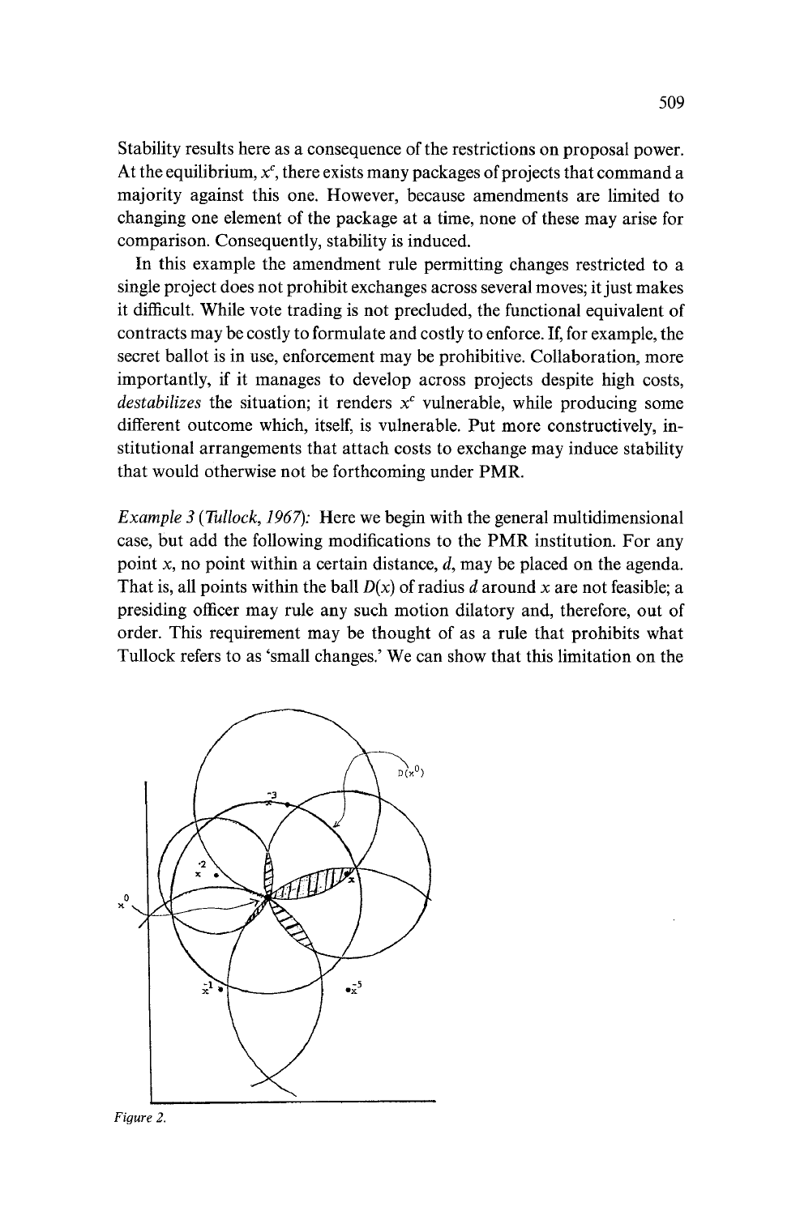Stability results here as a consequence of the restrictions on proposal power. At the equilibrium, $x^c$, there exists many packages of projects that command a majority against this one. However, because amendments are limited to changing one element of the package at a time, none of these may arise for comparison. Consequently, stability is induced.

In this example the amendment rule permitting changes restricted to a single project does not prohibit exchanges across several moves; it just makes it difficult. While vote trading is not precluded, the functional equivalent of contracts may be costly to formulate and costly to enforce. If, for example, the secret ballot is in use, enforcement may be prohibitive. Collaboration, more importantly, if it manages to develop across projects despite high costs, *destabilizes* the situation; it renders $x^c$ vulnerable, while producing some different outcome which, itself, is vulnerable. Put more constructively, institutional arrangements that attach costs to exchange may induce stability that would otherwise not be forthcoming under PMR.

*Example 3 (Tullock, 1967):* Here we begin with the general multidimensional case, but add the following modifications to the PMR institution. For any point $x$, no point within a certain distance, $d$, may be placed on the agenda. That is, all points within the ball $D(x)$ of radius $d$ around $x$ are not feasible; a presiding officer may rule any such motion dilatory and, therefore, out of order. This requirement may be thought of as a rule that prohibits what Tullock refers to as 'small changes.' We can show that this limitation on the

*Figure 2.*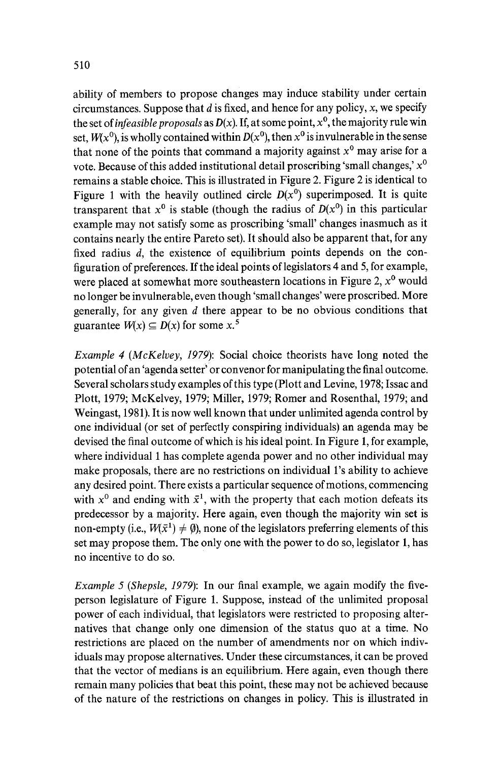ability of members to propose changes may induce stability under certain circumstances. Suppose that $d$ is fixed, and hence for any policy, $x$, we specify the set of *infeasible proposals* as $D(x)$. If, at some point, $x^0$, the majority rule win set, $W(x^0)$, is wholly contained within $D(x^0)$, then $x^0$ is invulnerable in the sense that none of the points that command a majority against $x^0$ may arise for a vote. Because of this added institutional detail proscribing 'small changes,' $x^0$ remains a stable choice. This is illustrated in Figure 2. Figure 2 is identical to Figure 1 with the heavily outlined circle $D(x^0)$ superimposed. It is quite transparent that $x^0$ is stable (though the radius of $D(x^0)$ in this particular example may not satisfy some as proscribing 'small' changes inasmuch as it contains nearly the entire Pareto set). It should also be apparent that, for any fixed radius $d$, the existence of equilibrium points depends on the configuration of preferences. If the ideal points of legislators 4 and 5, for example, were placed at somewhat more southeastern locations in Figure 2, $x^0$ would no longer be invulnerable, even though 'small changes' were proscribed. More generally, for any given $d$ there appear to be no obvious conditions that guarantee $W(x) \subseteq D(x)$ for some $x$.[5]

*Example 4 (McKelvey, 1979)*: Social choice theorists have long noted the potential of an 'agenda setter' or convenor for manipulating the final outcome. Several scholars study examples of this type (Plott and Levine, 1978; Issac and Plott, 1979; McKelvey, 1979; Miller, 1979; Romer and Rosenthal, 1979; and Weingast, 1981). It is now well known that under unlimited agenda control by one individual (or set of perfectly conspiring individuals) an agenda may be devised the final outcome of which is his ideal point. In Figure 1, for example, where individual 1 has complete agenda power and no other individual may make proposals, there are no restrictions on individual 1's ability to achieve any desired point. There exists a particular sequence of motions, commencing with $x^0$ and ending with $\bar{x}^1$, with the property that each motion defeats its predecessor by a majority. Here again, even though the majority win set is non-empty (i.e., $W(\bar{x}^1) \neq \emptyset$), none of the legislators preferring elements of this set may propose them. The only one with the power to do so, legislator 1, has no incentive to do so.

*Example 5 (Shepsle, 1979)*: In our final example, we again modify the five-person legislature of Figure 1. Suppose, instead of the unlimited proposal power of each individual, that legislators were restricted to proposing alternatives that change only one dimension of the status quo at a time. No restrictions are placed on the number of amendments nor on which individuals may propose alternatives. Under these circumstances, it can be proved that the vector of medians is an equilibrium. Here again, even though there remain many policies that beat this point, these may not be achieved because of the nature of the restrictions on changes in policy. This is illustrated in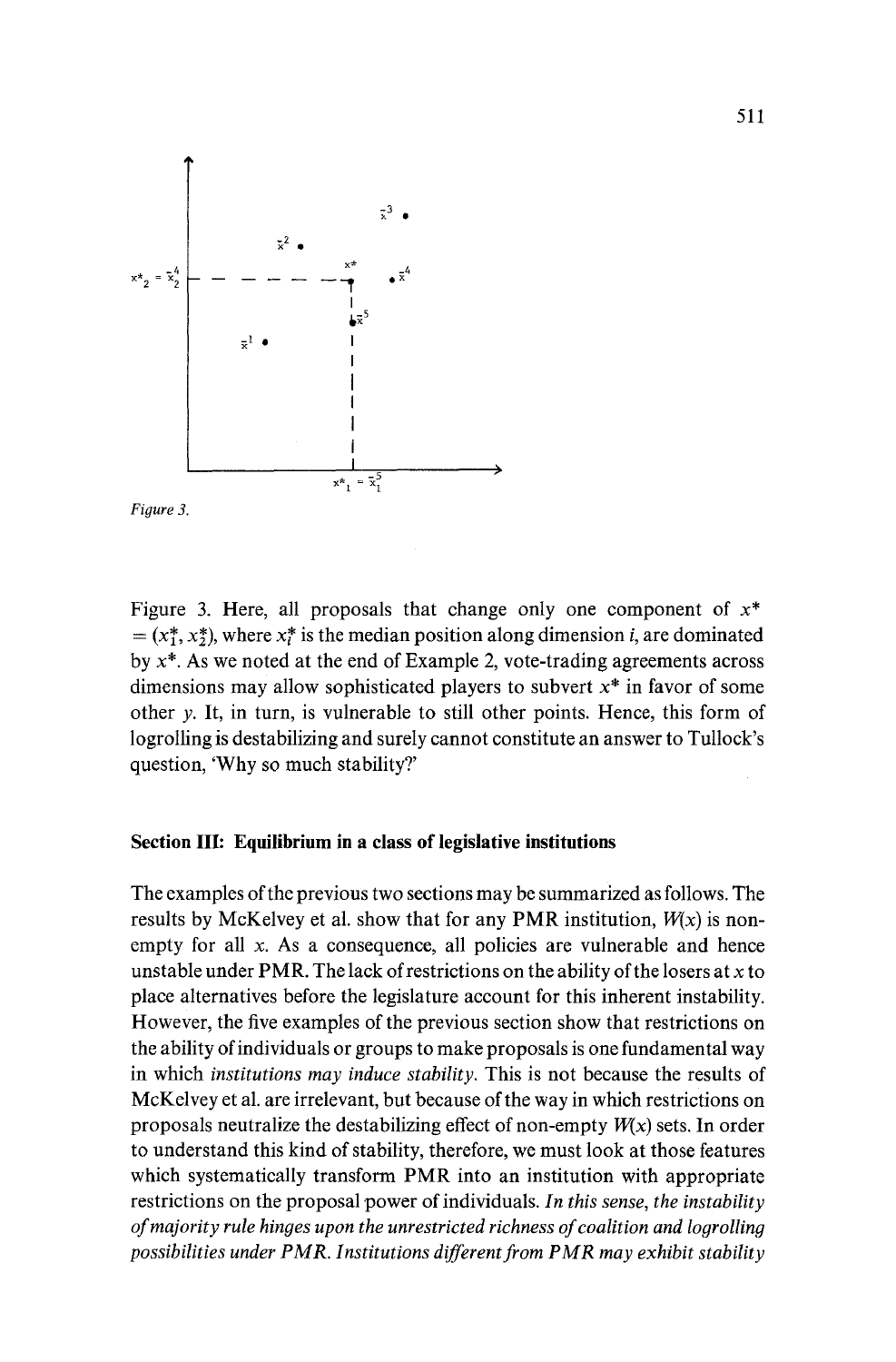*Figure 3.*

Figure 3. Here, all proposals that change only one component of $x^* = (x_1^*, x_2^*)$, where $x_i^*$ is the median position along dimension $i$, are dominated by $x^*$. As we noted at the end of Example 2, vote-trading agreements across dimensions may allow sophisticated players to subvert $x^*$ in favor of some other $y$. It, in turn, is vulnerable to still other points. Hence, this form of logrolling is destabilizing and surely cannot constitute an answer to Tullock's question, 'Why so much stability?'

## Section III: Equilibrium in a class of legislative institutions

The examples of the previous two sections may be summarized as follows. The results by McKelvey et al. show that for any PMR institution, $W(x)$ is non-empty for all $x$. As a consequence, all policies are vulnerable and hence unstable under PMR. The lack of restrictions on the ability of the losers at $x$ to place alternatives before the legislature account for this inherent instability. However, the five examples of the previous section show that restrictions on the ability of individuals or groups to make proposals is one fundamental way in which *institutions may induce stability*. This is not because the results of McKelvey et al. are irrelevant, but because of the way in which restrictions on proposals neutralize the destabilizing effect of non-empty $W(x)$ sets. In order to understand this kind of stability, therefore, we must look at those features which systematically transform PMR into an institution with appropriate restrictions on the proposal power of individuals. *In this sense, the instability of majority rule hinges upon the unrestricted richness of coalition and logrolling possibilities under PMR. Institutions different from PMR may exhibit stability*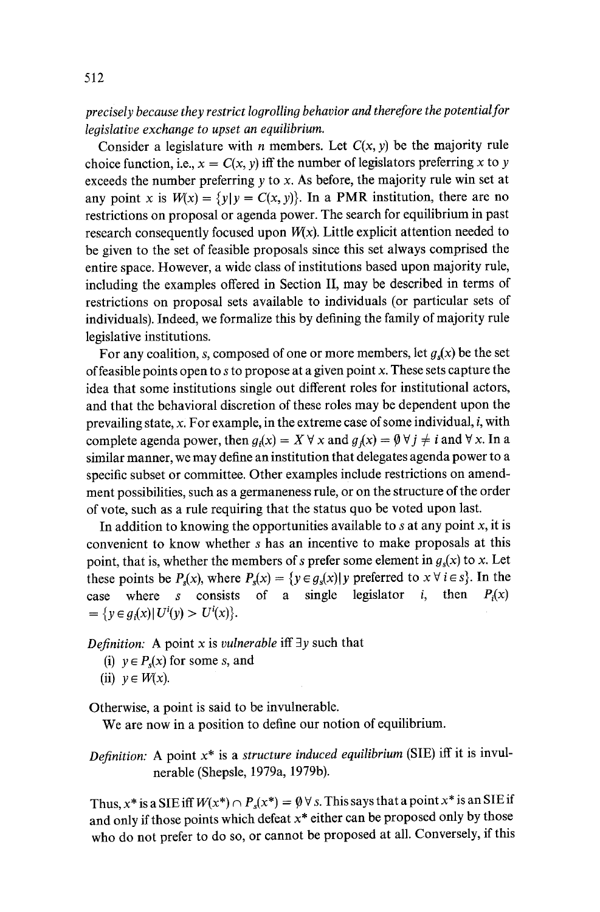*precisely because they restrict logrolling behavior and therefore the potential for legislative exchange to upset an equilibrium.*

Consider a legislature with $n$ members. Let $C(x, y)$ be the majority rule choice function, i.e., $x = C(x, y)$ iff the number of legislators preferring $x$ to $y$ exceeds the number preferring $y$ to $x$. As before, the majority rule win set at any point $x$ is $W(x) = \{y | y = C(x, y)\}$. In a PMR institution, there are no restrictions on proposal or agenda power. The search for equilibrium in past research consequently focused upon $W(x)$. Little explicit attention needed to be given to the set of feasible proposals since this set always comprised the entire space. However, a wide class of institutions based upon majority rule, including the examples offered in Section II, may be described in terms of restrictions on proposal sets available to individuals (or particular sets of individuals). Indeed, we formalize this by defining the family of majority rule legislative institutions.

For any coalition, $s$, composed of one or more members, let $g_s(x)$ be the set of feasible points open to $s$ to propose at a given point $x$. These sets capture the idea that some institutions single out different roles for institutional actors, and that the behavioral discretion of these roles may be dependent upon the prevailing state, $x$. For example, in the extreme case of some individual, $i$, with complete agenda power, then $g_i(x) = X \; \forall \; x$ and $g_j(x) = \emptyset \; \forall \; j \neq i$ and $\forall \; x$. In a similar manner, we may define an institution that delegates agenda power to a specific subset or committee. Other examples include restrictions on amendment possibilities, such as a germaneness rule, or on the structure of the order of vote, such as a rule requiring that the status quo be voted upon last.

In addition to knowing the opportunities available to $s$ at any point $x$, it is convenient to know whether $s$ has an incentive to make proposals at this point, that is, whether the members of $s$ prefer some element in $g_s(x)$ to $x$. Let these points be $P_s(x)$, where $P_s(x) = \{y \in g_s(x) | y \text{ preferred to } x \; \forall \; i \in s\}$. In the case where $s$ consists of a single legislator $i$, then $P_i(x) = \{y \in g_i(x) | U^i(y) > U^i(x)\}$.

*Definition:* A point $x$ is *vulnerable* iff $\exists y$ such that

(i) $y \in P_s(x)$ for some $s$, and
(ii) $y \in W(x)$.

Otherwise, a point is said to be invulnerable.

We are now in a position to define our notion of equilibrium.

*Definition:* A point $x^*$ is a *structure induced equilibrium* (SIE) iff it is invulnerable (Shepsle, 1979a, 1979b).

Thus, $x^*$ is a SIE iff $W(x^*) \cap P_s(x^*) = \emptyset \; \forall \; s$. This says that a point $x^*$ is an SIE if and only if those points which defeat $x^*$ either can be proposed only by those who do not prefer to do so, or cannot be proposed at all. Conversely, if this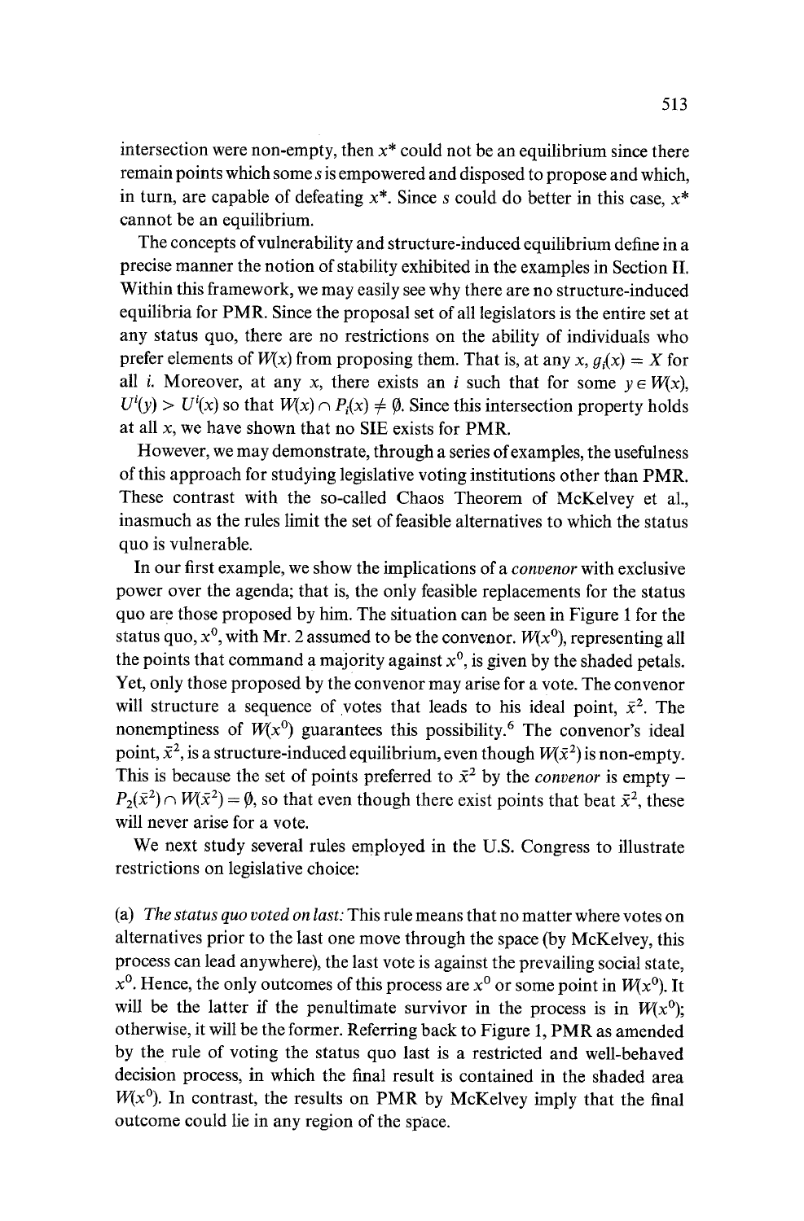intersection were non-empty, then $x^*$ could not be an equilibrium since there remain points which some $s$ is empowered and disposed to propose and which, in turn, are capable of defeating $x^*$. Since $s$ could do better in this case, $x^*$ cannot be an equilibrium.

The concepts of vulnerability and structure-induced equilibrium define in a precise manner the notion of stability exhibited in the examples in Section II. Within this framework, we may easily see why there are no structure-induced equilibria for PMR. Since the proposal set of all legislators is the entire set at any status quo, there are no restrictions on the ability of individuals who prefer elements of $W(x)$ from proposing them. That is, at any $x$, $g_i(x) = X$ for all $i$. Moreover, at any $x$, there exists an $i$ such that for some $y \in W(x)$, $U^i(y) > U^i(x)$ so that $W(x) \cap P_i(x) \neq \emptyset$. Since this intersection property holds at all $x$, we have shown that no SIE exists for PMR.

However, we may demonstrate, through a series of examples, the usefulness of this approach for studying legislative voting institutions other than PMR. These contrast with the so-called Chaos Theorem of McKelvey et al., inasmuch as the rules limit the set of feasible alternatives to which the status quo is vulnerable.

In our first example, we show the implications of a *convenor* with exclusive power over the agenda; that is, the only feasible replacements for the status quo are those proposed by him. The situation can be seen in Figure 1 for the status quo, $x^0$, with Mr. 2 assumed to be the convenor. $W(x^0)$, representing all the points that command a majority against $x^0$, is given by the shaded petals. Yet, only those proposed by the convenor may arise for a vote. The convenor will structure a sequence of votes that leads to his ideal point, $\bar{x}^2$. The nonemptiness of $W(x^0)$ guarantees this possibility.[6] The convenor's ideal point, $\bar{x}^2$, is a structure-induced equilibrium, even though $W(\bar{x}^2)$ is non-empty. This is because the set of points preferred to $\bar{x}^2$ by the *convenor* is empty – $P_2(\bar{x}^2) \cap W(\bar{x}^2) = \emptyset$, so that even though there exist points that beat $\bar{x}^2$, these will never arise for a vote.

We next study several rules employed in the U.S. Congress to illustrate restrictions on legislative choice:

(a) *The status quo voted on last:* This rule means that no matter where votes on alternatives prior to the last one move through the space (by McKelvey, this process can lead anywhere), the last vote is against the prevailing social state, $x^0$. Hence, the only outcomes of this process are $x^0$ or some point in $W(x^0)$. It will be the latter if the penultimate survivor in the process is in $W(x^0)$; otherwise, it will be the former. Referring back to Figure 1, PMR as amended by the rule of voting the status quo last is a restricted and well-behaved decision process, in which the final result is contained in the shaded area $W(x^0)$. In contrast, the results on PMR by McKelvey imply that the final outcome could lie in any region of the space.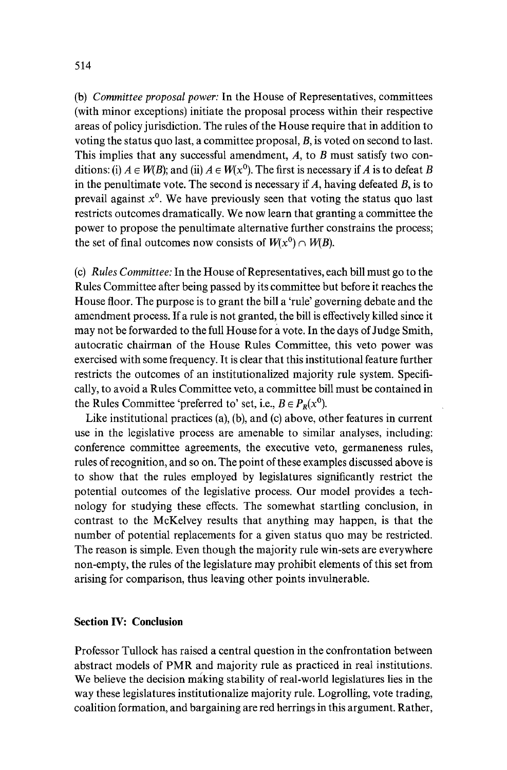(b) *Committee proposal power:* In the House of Representatives, committees (with minor exceptions) initiate the proposal process within their respective areas of policy jurisdiction. The rules of the House require that in addition to voting the status quo last, a committee proposal, $B$, is voted on second to last. This implies that any successful amendment, $A$, to $B$ must satisfy two conditions: (i) $A \in W(B)$; and (ii) $A \in W(x^0)$. The first is necessary if $A$ is to defeat $B$ in the penultimate vote. The second is necessary if $A$, having defeated $B$, is to prevail against $x^0$. We have previously seen that voting the status quo last restricts outcomes dramatically. We now learn that granting a committee the power to propose the penultimate alternative further constrains the process; the set of final outcomes now consists of $W(x^0) \cap W(B)$.

(c) *Rules Committee:* In the House of Representatives, each bill must go to the Rules Committee after being passed by its committee but before it reaches the House floor. The purpose is to grant the bill a 'rule' governing debate and the amendment process. If a rule is not granted, the bill is effectively killed since it may not be forwarded to the full House for a vote. In the days of Judge Smith, autocratic chairman of the House Rules Committee, this veto power was exercised with some frequency. It is clear that this institutional feature further restricts the outcomes of an institutionalized majority rule system. Specifically, to avoid a Rules Committee veto, a committee bill must be contained in the Rules Committee 'preferred to' set, i.e., $B \in P_R(x^0)$.

Like institutional practices (a), (b), and (c) above, other features in current use in the legislative process are amenable to similar analyses, including: conference committee agreements, the executive veto, germaneness rules, rules of recognition, and so on. The point of these examples discussed above is to show that the rules employed by legislatures significantly restrict the potential outcomes of the legislative process. Our model provides a technology for studying these effects. The somewhat startling conclusion, in contrast to the McKelvey results that anything may happen, is that the number of potential replacements for a given status quo may be restricted. The reason is simple. Even though the majority rule win-sets are everywhere non-empty, the rules of the legislature may prohibit elements of this set from arising for comparison, thus leaving other points invulnerable.

## Section IV: Conclusion

Professor Tullock has raised a central question in the confrontation between abstract models of PMR and majority rule as practiced in real institutions. We believe the decision making stability of real-world legislatures lies in the way these legislatures institutionalize majority rule. Logrolling, vote trading, coalition formation, and bargaining are red herrings in this argument. Rather,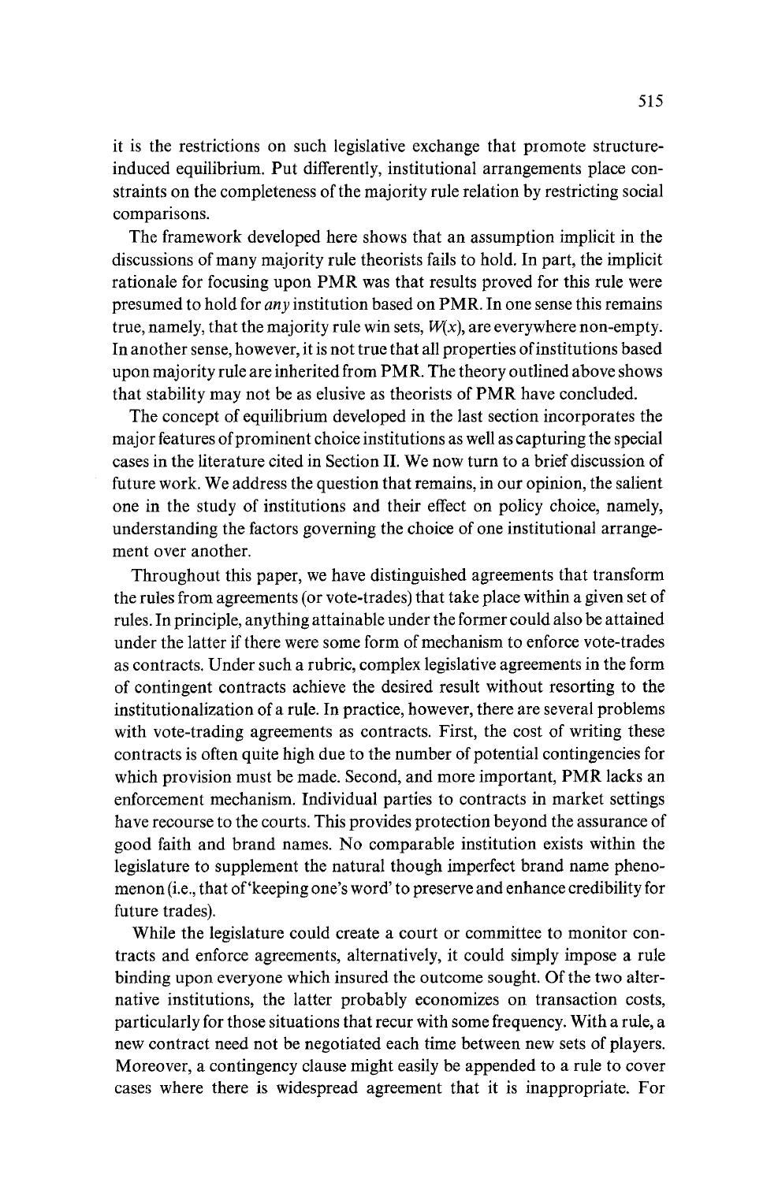it is the restrictions on such legislative exchange that promote structure-induced equilibrium. Put differently, institutional arrangements place constraints on the completeness of the majority rule relation by restricting social comparisons.

The framework developed here shows that an assumption implicit in the discussions of many majority rule theorists fails to hold. In part, the implicit rationale for focusing upon PMR was that results proved for this rule were presumed to hold for *any* institution based on PMR. In one sense this remains true, namely, that the majority rule win sets, $W(x)$, are everywhere non-empty. In another sense, however, it is not true that all properties of institutions based upon majority rule are inherited from PMR. The theory outlined above shows that stability may not be as elusive as theorists of PMR have concluded.

The concept of equilibrium developed in the last section incorporates the major features of prominent choice institutions as well as capturing the special cases in the literature cited in Section II. We now turn to a brief discussion of future work. We address the question that remains, in our opinion, the salient one in the study of institutions and their effect on policy choice, namely, understanding the factors governing the choice of one institutional arrangement over another.

Throughout this paper, we have distinguished agreements that transform the rules from agreements (or vote-trades) that take place within a given set of rules. In principle, anything attainable under the former could also be attained under the latter if there were some form of mechanism to enforce vote-trades as contracts. Under such a rubric, complex legislative agreements in the form of contingent contracts achieve the desired result without resorting to the institutionalization of a rule. In practice, however, there are several problems with vote-trading agreements as contracts. First, the cost of writing these contracts is often quite high due to the number of potential contingencies for which provision must be made. Second, and more important, PMR lacks an enforcement mechanism. Individual parties to contracts in market settings have recourse to the courts. This provides protection beyond the assurance of good faith and brand names. No comparable institution exists within the legislature to supplement the natural though imperfect brand name phenomenon (i.e., that of 'keeping one's word' to preserve and enhance credibility for future trades).

While the legislature could create a court or committee to monitor contracts and enforce agreements, alternatively, it could simply impose a rule binding upon everyone which insured the outcome sought. Of the two alternative institutions, the latter probably economizes on transaction costs, particularly for those situations that recur with some frequency. With a rule, a new contract need not be negotiated each time between new sets of players. Moreover, a contingency clause might easily be appended to a rule to cover cases where there is widespread agreement that it is inappropriate. For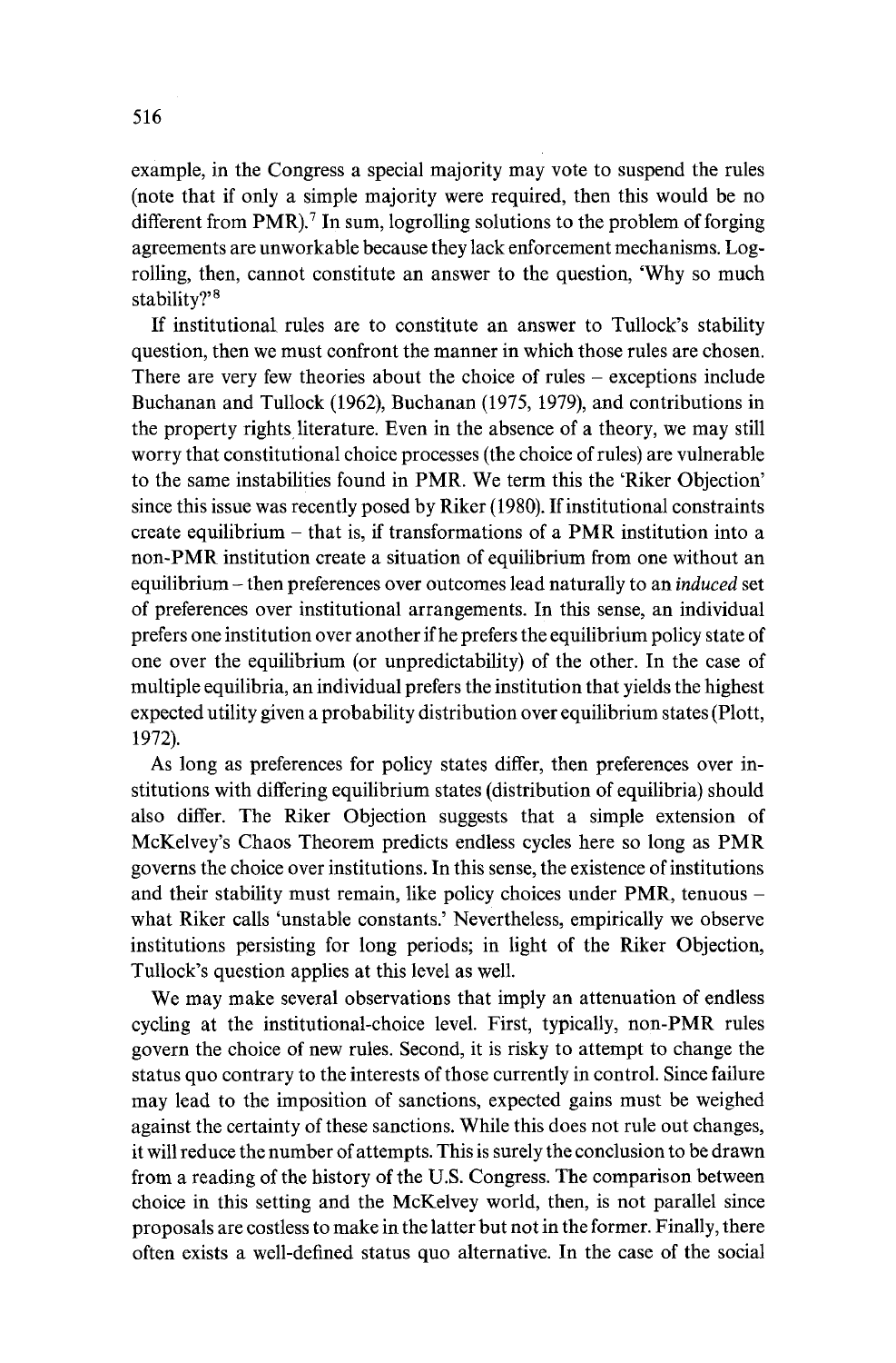example, in the Congress a special majority may vote to suspend the rules (note that if only a simple majority were required, then this would be no different from PMR).[7] In sum, logrolling solutions to the problem of forging agreements are unworkable because they lack enforcement mechanisms. Logrolling, then, cannot constitute an answer to the question, 'Why so much stability?'[8]

If institutional rules are to constitute an answer to Tullock's stability question, then we must confront the manner in which those rules are chosen. There are very few theories about the choice of rules – exceptions include Buchanan and Tullock (1962), Buchanan (1975, 1979), and contributions in the property rights literature. Even in the absence of a theory, we may still worry that constitutional choice processes (the choice of rules) are vulnerable to the same instabilities found in PMR. We term this the 'Riker Objection' since this issue was recently posed by Riker (1980). If institutional constraints create equilibrium – that is, if transformations of a PMR institution into a non-PMR institution create a situation of equilibrium from one without an equilibrium – then preferences over outcomes lead naturally to an *induced* set of preferences over institutional arrangements. In this sense, an individual prefers one institution over another if he prefers the equilibrium policy state of one over the equilibrium (or unpredictability) of the other. In the case of multiple equilibria, an individual prefers the institution that yields the highest expected utility given a probability distribution over equilibrium states (Plott, 1972).

As long as preferences for policy states differ, then preferences over institutions with differing equilibrium states (distribution of equilibria) should also differ. The Riker Objection suggests that a simple extension of McKelvey's Chaos Theorem predicts endless cycles here so long as PMR governs the choice over institutions. In this sense, the existence of institutions and their stability must remain, like policy choices under PMR, tenuous – what Riker calls 'unstable constants.' Nevertheless, empirically we observe institutions persisting for long periods; in light of the Riker Objection, Tullock's question applies at this level as well.

We may make several observations that imply an attenuation of endless cycling at the institutional-choice level. First, typically, non-PMR rules govern the choice of new rules. Second, it is risky to attempt to change the status quo contrary to the interests of those currently in control. Since failure may lead to the imposition of sanctions, expected gains must be weighed against the certainty of these sanctions. While this does not rule out changes, it will reduce the number of attempts. This is surely the conclusion to be drawn from a reading of the history of the U.S. Congress. The comparison between choice in this setting and the McKelvey world, then, is not parallel since proposals are costless to make in the latter but not in the former. Finally, there often exists a well-defined status quo alternative. In the case of the social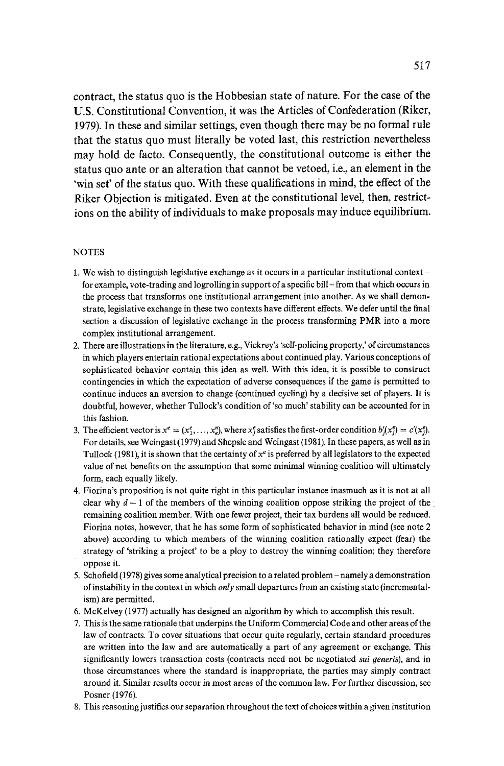contract, the status quo is the Hobbesian state of nature. For the case of the U.S. Constitutional Convention, it was the Articles of Confederation (Riker, 1979). In these and similar settings, even though there may be no formal rule that the status quo must literally be voted last, this restriction nevertheless may hold de facto. Consequently, the constitutional outcome is either the status quo ante or an alteration that cannot be vetoed, i.e., an element in the 'win set' of the status quo. With these qualifications in mind, the effect of the Riker Objection is mitigated. Even at the constitutional level, then, restrictions on the ability of individuals to make proposals may induce equilibrium.

## NOTES

1. We wish to distinguish legislative exchange as it occurs in a particular institutional context – for example, vote-trading and logrolling in support of a specific bill – from that which occurs in the process that transforms one institutional arrangement into another. As we shall demonstrate, legislative exchange in these two contexts have different effects. We defer until the final section a discussion of legislative exchange in the process transforming PMR into a more complex institutional arrangement.
2. There are illustrations in the literature, e.g., Vickrey's 'self-policing property,' of circumstances in which players entertain rational expectations about continued play. Various conceptions of sophisticated behavior contain this idea as well. With this idea, it is possible to construct contingencies in which the expectation of adverse consequences if the game is permitted to continue induces an aversion to change (continued cycling) by a decisive set of players. It is doubtful, however, whether Tullock's condition of 'so much' stability can be accounted for in this fashion.
3. The efficient vector is $x^e = (x_1^e, \ldots, x_n^e)$, where $x_j^e$ satisfies the first-order condition $b_j'(x_j^e) = c'(x_j^e)$. For details, see Weingast (1979) and Shepsle and Weingast (1981). In these papers, as well as in Tullock (1981), it is shown that the certainty of $x^e$ is preferred by all legislators to the expected value of net benefits on the assumption that some minimal winning coalition will ultimately form, each equally likely.
4. Fiorina's proposition is not quite right in this particular instance inasmuch as it is not at all clear why $d - 1$ of the members of the winning coalition oppose striking the project of the remaining coalition member. With one fewer project, their tax burdens all would be reduced. Fiorina notes, however, that he has some form of sophisticated behavior in mind (see note 2 above) according to which members of the winning coalition rationally expect (fear) the strategy of 'striking a project' to be a ploy to destroy the winning coalition; they therefore oppose it.
5. Schofield (1978) gives some analytical precision to a related problem – namely a demonstration of instability in the context in which *only* small departures from an existing state (incrementalism) are permitted.
6. McKelvey (1977) actually has designed an algorithm by which to accomplish this result.
7. This is the same rationale that underpins the Uniform Commercial Code and other areas of the law of contracts. To cover situations that occur quite regularly, certain standard procedures are written into the law and are automatically a part of any agreement or exchange. This significantly lowers transaction costs (contracts need not be negotiated *sui generis*), and in those circumstances where the standard is inappropriate, the parties may simply contract around it. Similar results occur in most areas of the common law. For further discussion, see Posner (1976).
8. This reasoning justifies our separation throughout the text of choices within a given institution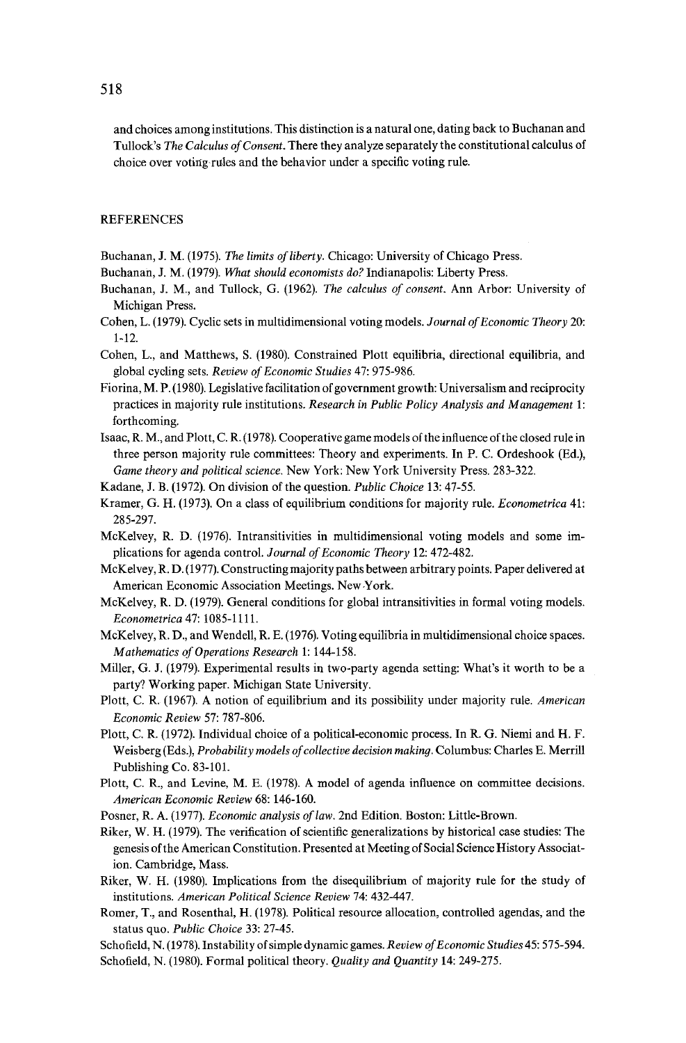and choices among institutions. This distinction is a natural one, dating back to Buchanan and Tullock's *The Calculus of Consent*. There they analyze separately the constitutional calculus of choice over voting rules and the behavior under a specific voting rule.

## REFERENCES

Buchanan, J. M. (1975). *The limits of liberty*. Chicago: University of Chicago Press.

Buchanan, J. M. (1979). *What should economists do?* Indianapolis: Liberty Press.

Buchanan, J. M., and Tullock, G. (1962). *The calculus of consent*. Ann Arbor: University of Michigan Press.

Cohen, L. (1979). Cyclic sets in multidimensional voting models. *Journal of Economic Theory* 20: 1-12.

Cohen, L., and Matthews, S. (1980). Constrained Plott equilibria, directional equilibria, and global cycling sets. *Review of Economic Studies* 47: 975-986.

Fiorina, M. P. (1980). Legislative facilitation of government growth: Universalism and reciprocity practices in majority rule institutions. *Research in Public Policy Analysis and Management* 1: forthcoming.

Isaac, R. M., and Plott, C. R. (1978). Cooperative game models of the influence of the closed rule in three person majority rule committees: Theory and experiments. In P. C. Ordeshook (Ed.), *Game theory and political science*. New York: New York University Press. 283-322.

Kadane, J. B. (1972). On division of the question. *Public Choice* 13: 47-55.

Kramer, G. H. (1973). On a class of equilibrium conditions for majority rule. *Econometrica* 41: 285-297.

McKelvey, R. D. (1976). Intransitivities in multidimensional voting models and some implications for agenda control. *Journal of Economic Theory* 12: 472-482.

McKelvey, R. D. (1977). Constructing majority paths between arbitrary points. Paper delivered at American Economic Association Meetings. New York.

McKelvey, R. D. (1979). General conditions for global intransitivities in formal voting models. *Econometrica* 47: 1085-1111.

McKelvey, R. D., and Wendell, R. E. (1976). Voting equilibria in multidimensional choice spaces. *Mathematics of Operations Research* 1: 144-158.

Miller, G. J. (1979). Experimental results in two-party agenda setting: What's it worth to be a party? Working paper. Michigan State University.

Plott, C. R. (1967). A notion of equilibrium and its possibility under majority rule. *American Economic Review* 57: 787-806.

Plott, C. R. (1972). Individual choice of a political-economic process. In R. G. Niemi and H. F. Weisberg (Eds.), *Probability models of collective decision making*. Columbus: Charles E. Merrill Publishing Co. 83-101.

Plott, C. R., and Levine, M. E. (1978). A model of agenda influence on committee decisions. *American Economic Review* 68: 146-160.

Posner, R. A. (1977). *Economic analysis of law*. 2nd Edition. Boston: Little-Brown.

Riker, W. H. (1979). The verification of scientific generalizations by historical case studies: The genesis of the American Constitution. Presented at Meeting of Social Science History Association. Cambridge, Mass.

Riker, W. H. (1980). Implications from the disequilibrium of majority rule for the study of institutions. *American Political Science Review* 74: 432-447.

Romer, T., and Rosenthal, H. (1978). Political resource allocation, controlled agendas, and the status quo. *Public Choice* 33: 27-45.

Schofield, N. (1978). Instability of simple dynamic games. *Review of Economic Studies* 45: 575-594.

Schofield, N. (1980). Formal political theory. *Quality and Quantity* 14: 249-275.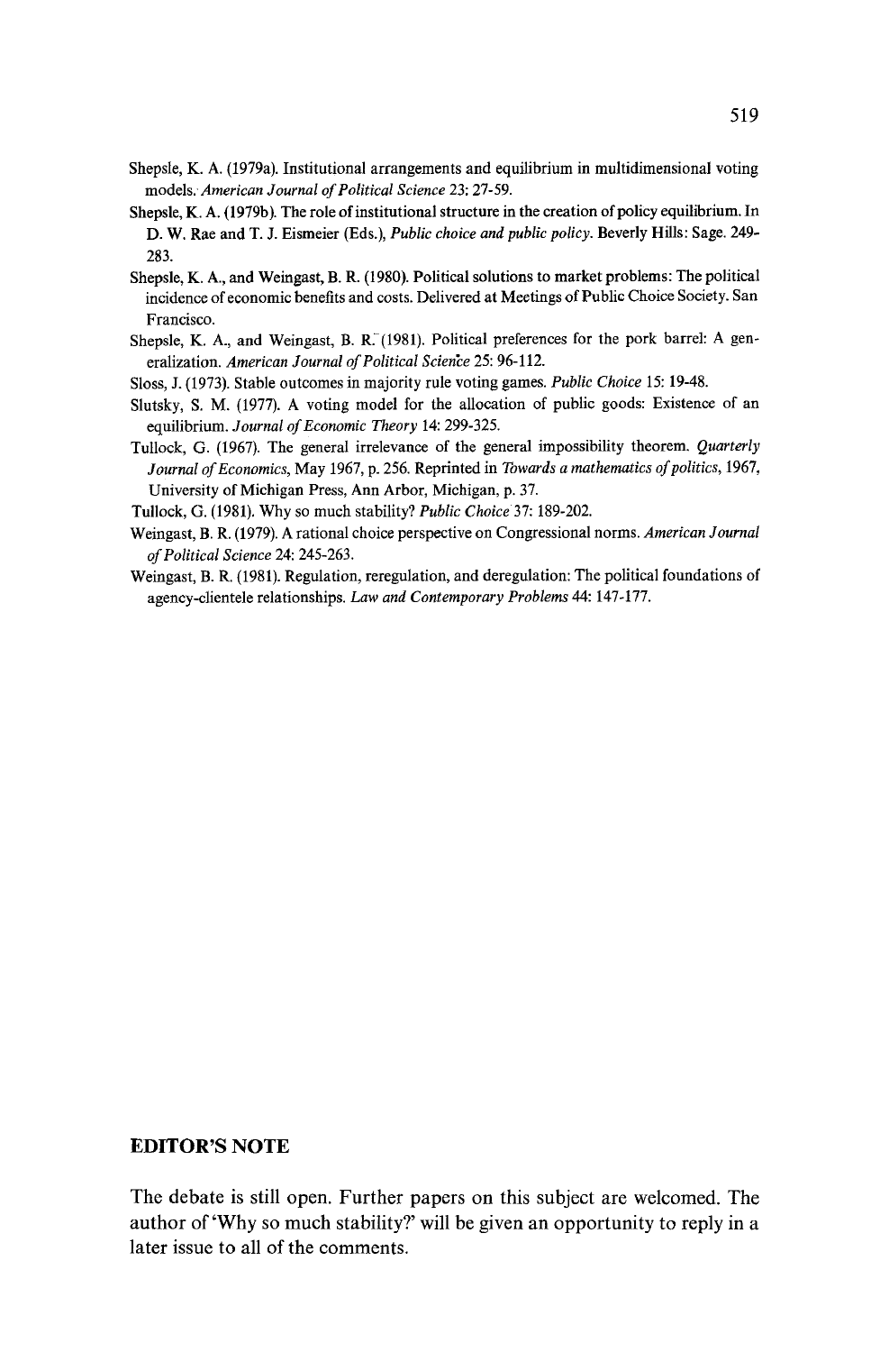Shepsle, K. A. (1979a). Institutional arrangements and equilibrium in multidimensional voting models. *American Journal of Political Science* 23: 27-59.

Shepsle, K. A. (1979b). The role of institutional structure in the creation of policy equilibrium. In D. W. Rae and T. J. Eismeier (Eds.), *Public choice and public policy*. Beverly Hills: Sage. 249-283.

Shepsle, K. A., and Weingast, B. R. (1980). Political solutions to market problems: The political incidence of economic benefits and costs. Delivered at Meetings of Public Choice Society. San Francisco.

Shepsle, K. A., and Weingast, B. R. (1981). Political preferences for the pork barrel: A generalization. *American Journal of Political Science* 25: 96-112.

Sloss, J. (1973). Stable outcomes in majority rule voting games. *Public Choice* 15: 19-48.

Slutsky, S. M. (1977). A voting model for the allocation of public goods: Existence of an equilibrium. *Journal of Economic Theory* 14: 299-325.

Tullock, G. (1967). The general irrelevance of the general impossibility theorem. *Quarterly Journal of Economics*, May 1967, p. 256. Reprinted in *Towards a mathematics of politics*, 1967, University of Michigan Press, Ann Arbor, Michigan, p. 37.

Tullock, G. (1981). Why so much stability? *Public Choice* 37: 189-202.

Weingast, B. R. (1979). A rational choice perspective on Congressional norms. *American Journal of Political Science* 24: 245-263.

Weingast, B. R. (1981). Regulation, reregulation, and deregulation: The political foundations of agency-clientele relationships. *Law and Contemporary Problems* 44: 147-177.

## EDITOR'S NOTE

The debate is still open. Further papers on this subject are welcomed. The author of 'Why so much stability?' will be given an opportunity to reply in a later issue to all of the comments.